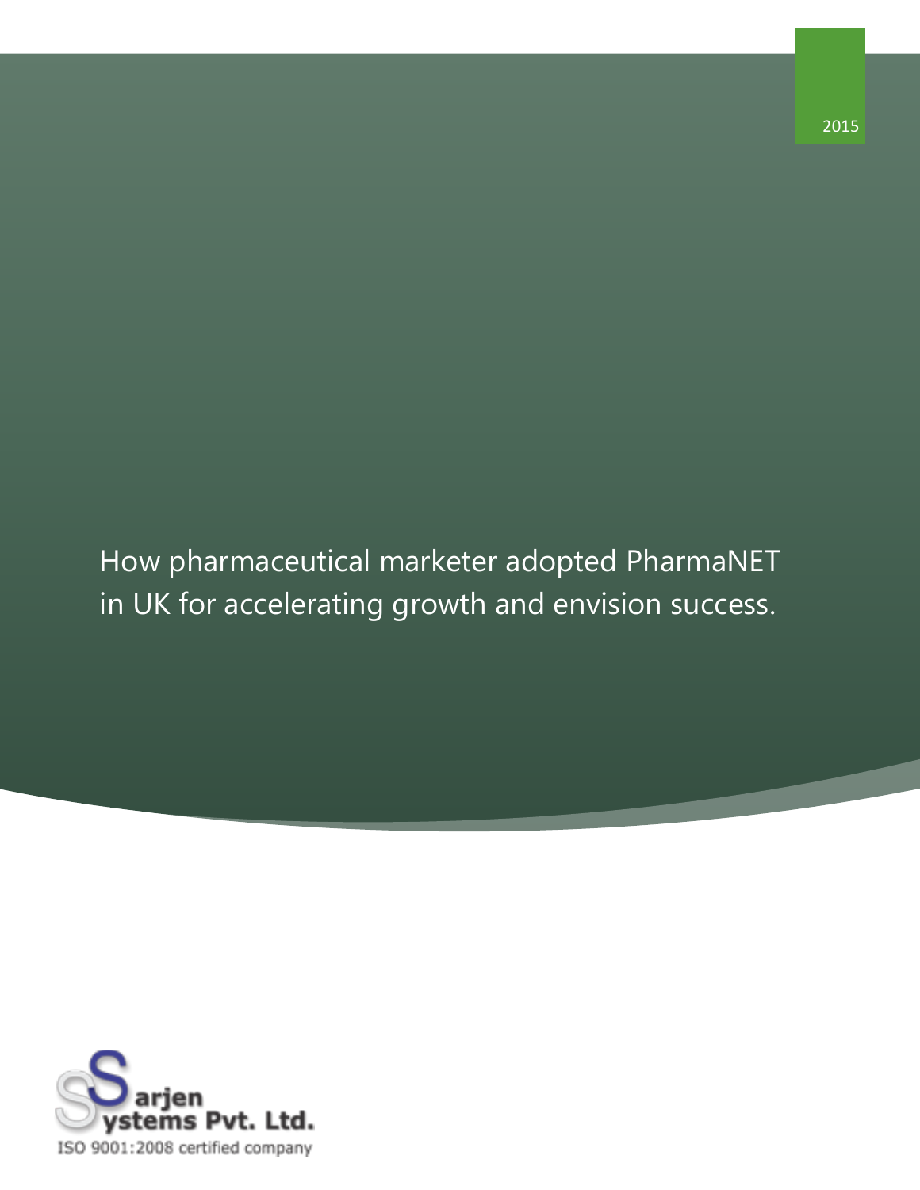2015

# How pharmaceutical marketer adopted PharmaNET in UK for accelerating growth and envision success.

Sarjen Systems Pvt. Ltd.

ISO 9001:2008 certified company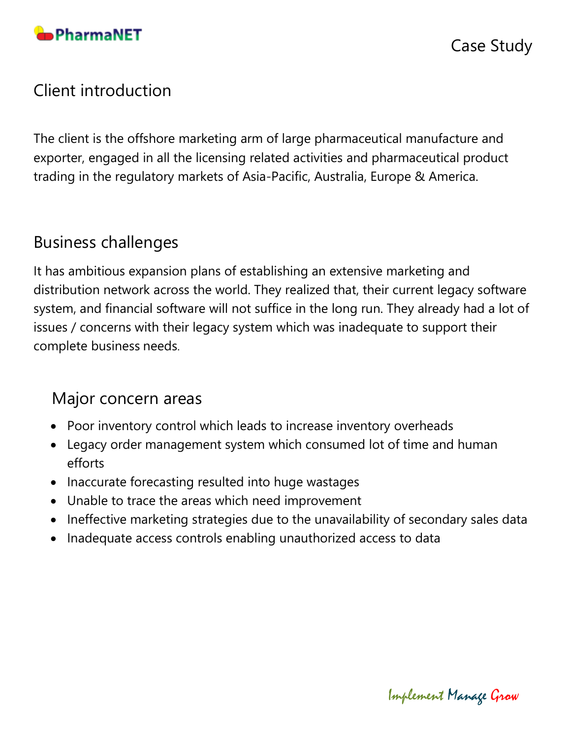## Client introduction

The client is the offshore marketing arm of large pharmaceutical manufacture and exporter, engaged in all the licensing related activities and pharmaceutical product trading in the regulatory markets of Asia-Pacific, Australia, Europe & America.

## Business challenges

It has ambitious expansion plans of establishing an extensive marketing and distribution network across the world. They realized that, their current legacy software system, and financial software will not suffice in the long run. They already had a lot of issues / concerns with their legacy system which was inadequate to support their complete business needs.

### Major concern areas

- Poor inventory control which leads to increase inventory overheads
- Legacy order management system which consumed lot of time and human efforts
- Inaccurate forecasting resulted into huge wastages
- Unable to trace the areas which need improvement
- Ineffective marketing strategies due to the unavailability of secondary sales data
- Inadequate access controls enabling unauthorized access to data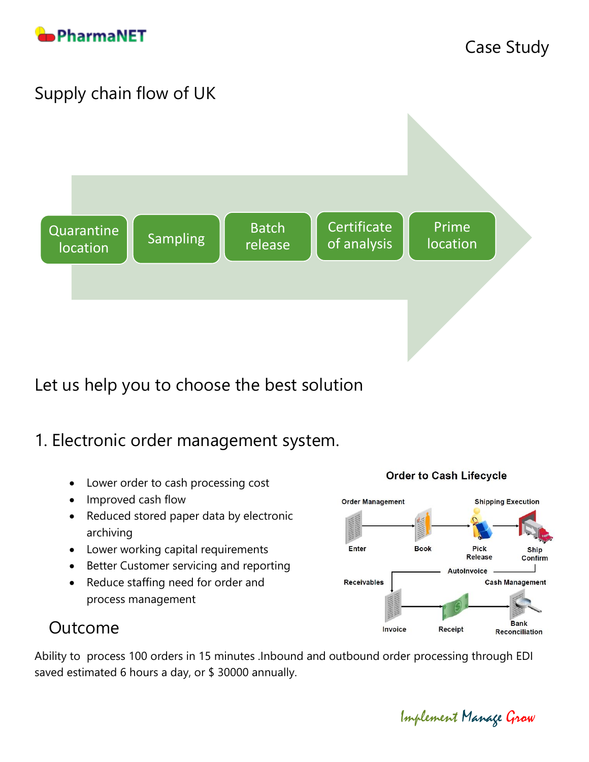Supply chain flow of UK

Quarantine location → Sampling → Batch release → Certificate of analysis → Prime location

## Let us help you to choose the best solution

## 1. Electronic order management system.

- Lower order to cash processing cost
- Improved cash flow
- Reduced stored paper data by electronic archiving
- Lower working capital requirements
- Better Customer servicing and reporting
- Reduce staffing need for order and process management

**Order to Cash Lifecycle**

Order Management: Enter → Book → Shipping Execution: Pick Release → Ship Confirm → AutoInvoice → Receivables: Invoice → Receipt → Cash Management: Bank Reconciliation

### Outcome

Ability to process 100 orders in 15 minutes .Inbound and outbound order processing through EDI saved estimated 6 hours a day, or $ 30000 annually.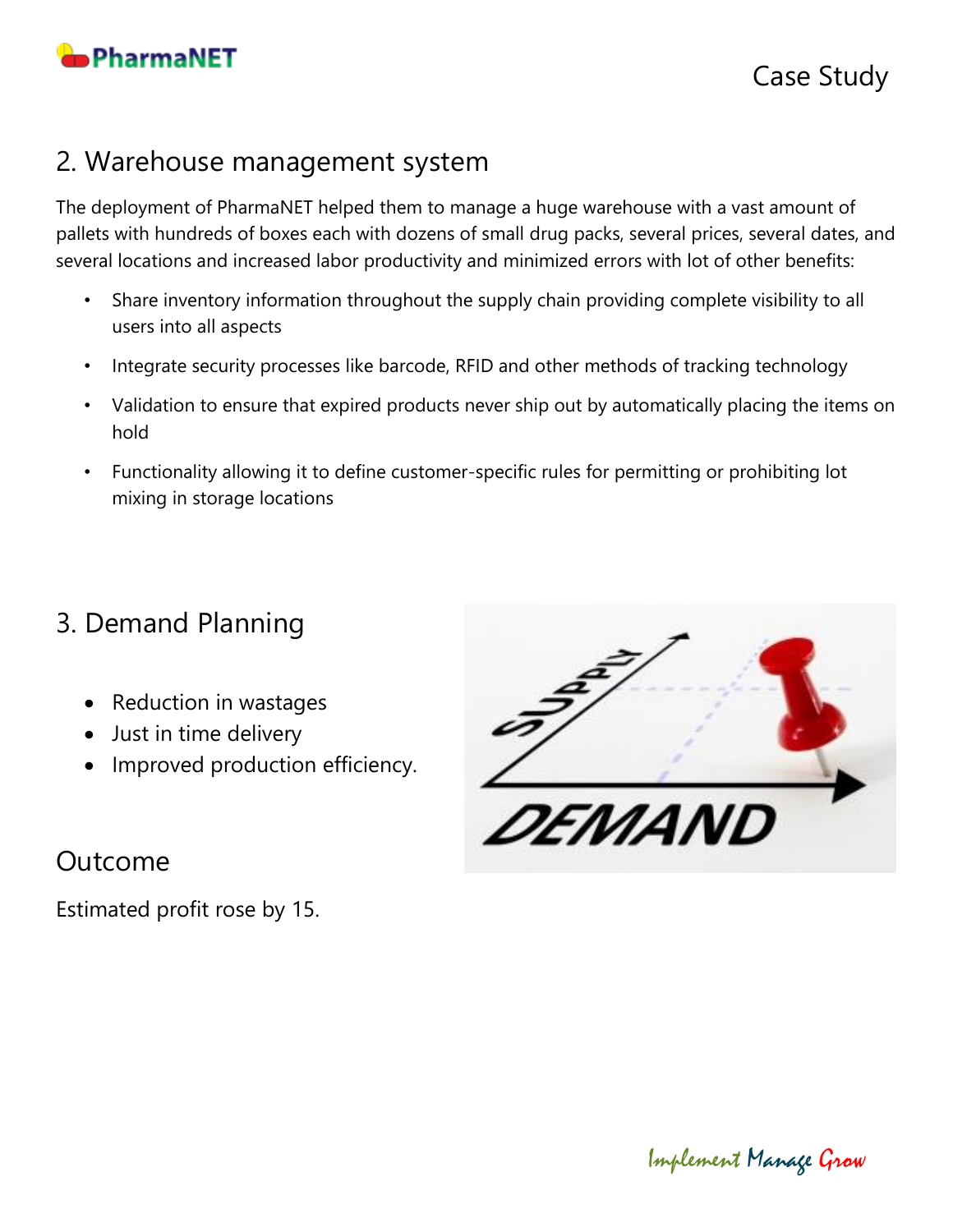## 2. Warehouse management system

The deployment of PharmaNET helped them to manage a huge warehouse with a vast amount of pallets with hundreds of boxes each with dozens of small drug packs, several prices, several dates, and several locations and increased labor productivity and minimized errors with lot of other benefits:

- Share inventory information throughout the supply chain providing complete visibility to all users into all aspects
- Integrate security processes like barcode, RFID and other methods of tracking technology
- Validation to ensure that expired products never ship out by automatically placing the items on hold
- Functionality allowing it to define customer-specific rules for permitting or prohibiting lot mixing in storage locations

## 3. Demand Planning

- Reduction in wastages
- Just in time delivery
- Improved production efficiency.

## Outcome

Estimated profit rose by 15.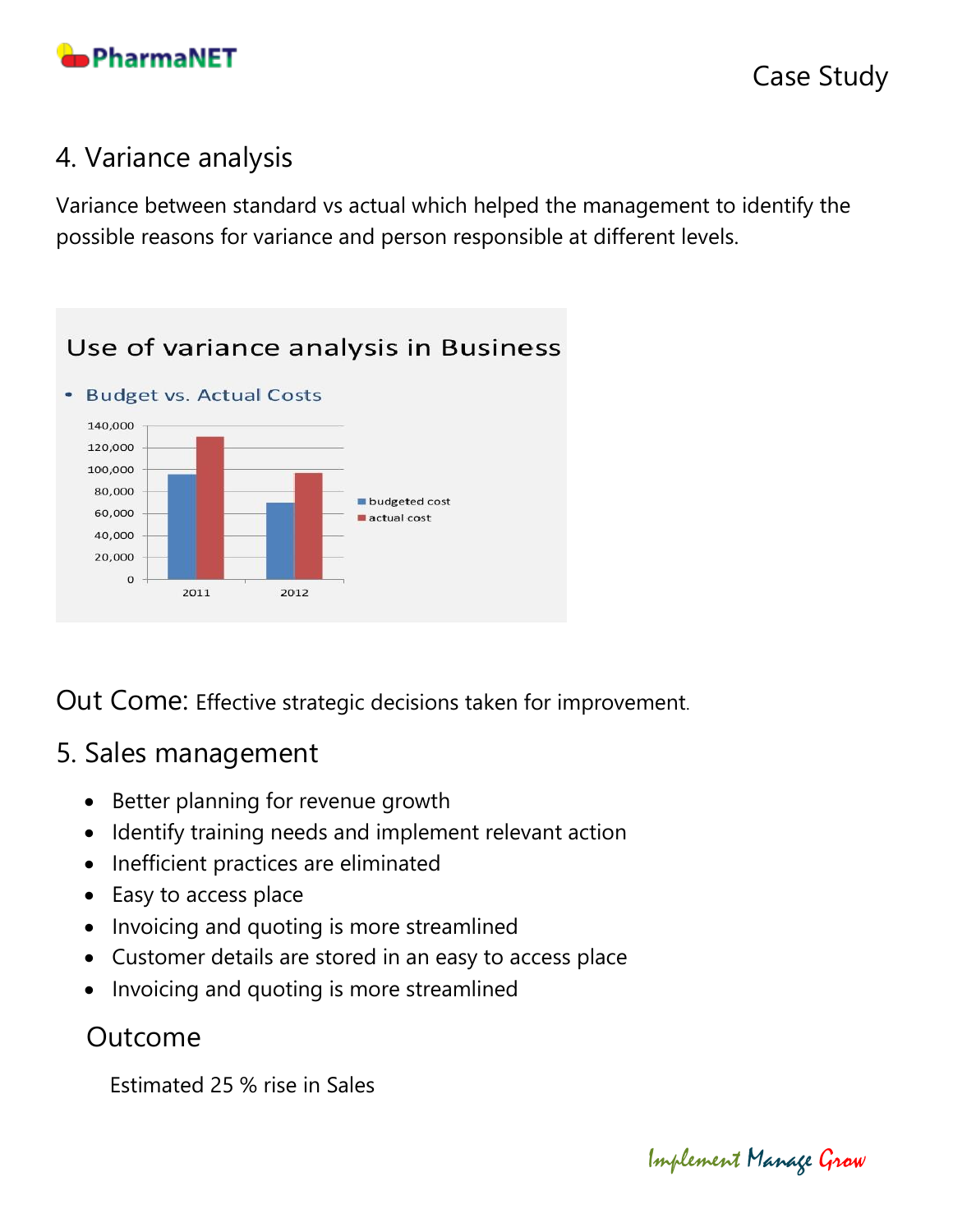## 4. Variance analysis

Variance between standard vs actual which helped the management to identify the possible reasons for variance and person responsible at different levels.

**Use of variance analysis in Business**

- Budget vs. Actual Costs

| | budgeted cost | actual cost |
|---|---|---|
| 2011 | ~96,000 | ~130,000 |
| 2012 | ~70,000 | ~97,000 |

Out Come: Effective strategic decisions taken for improvement.

## 5. Sales management

- Better planning for revenue growth
- Identify training needs and implement relevant action
- Inefficient practices are eliminated
- Easy to access place
- Invoicing and quoting is more streamlined
- Customer details are stored in an easy to access place
- Invoicing and quoting is more streamlined

### Outcome

Estimated 25 % rise in Sales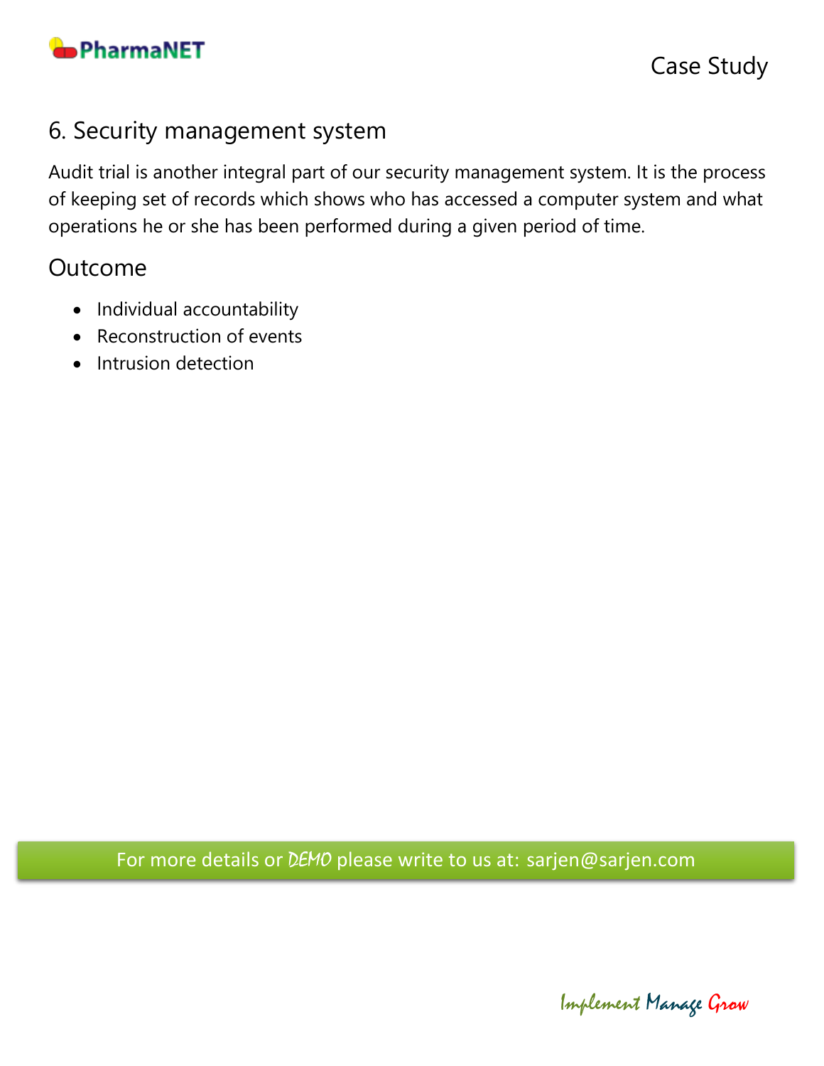## 6. Security management system

Audit trial is another integral part of our security management system. It is the process of keeping set of records which shows who has accessed a computer system and what operations he or she has been performed during a given period of time.

## Outcome

- Individual accountability
- Reconstruction of events
- Intrusion detection

For more details or *DEMO* please write to us at: sarjen@sarjen.com